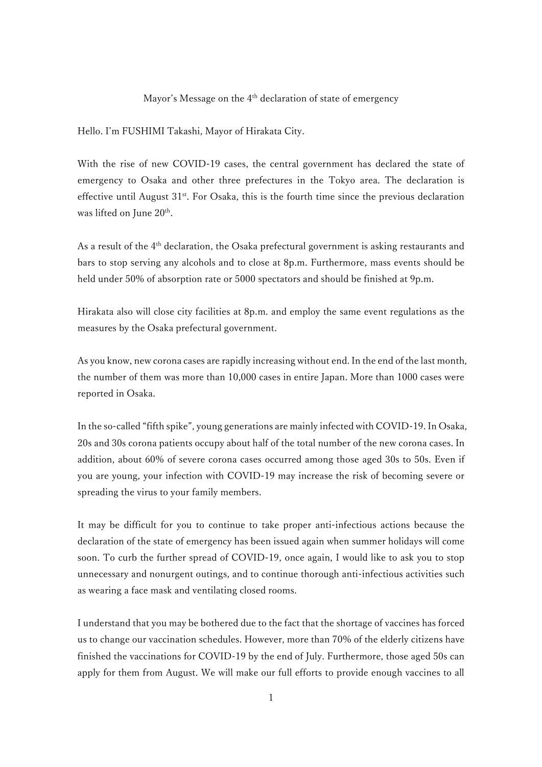# Mayor's Message on the 4th declaration of state of emergency

Hello. I'm FUSHIMI Takashi, Mayor of Hirakata City.

With the rise of new COVID-19 cases, the central government has declared the state of emergency to Osaka and other three prefectures in the Tokyo area. The declaration is effective until August 31st. For Osaka, this is the fourth time since the previous declaration was lifted on June 20th.

As a result of the 4th declaration, the Osaka prefectural government is asking restaurants and bars to stop serving any alcohols and to close at 8p.m. Furthermore, mass events should be held under 50% of absorption rate or 5000 spectators and should be finished at 9p.m.

Hirakata also will close city facilities at 8p.m. and employ the same event regulations as the measures by the Osaka prefectural government.

As you know, new corona cases are rapidly increasing without end. In the end of the last month, the number of them was more than 10,000 cases in entire Japan. More than 1000 cases were reported in Osaka.

In the so-called "fifth spike", young generations are mainly infected with COVID-19. In Osaka, 20s and 30s corona patients occupy about half of the total number of the new corona cases. In addition, about 60% of severe corona cases occurred among those aged 30s to 50s. Even if you are young, your infection with COVID-19 may increase the risk of becoming severe or spreading the virus to your family members.

It may be difficult for you to continue to take proper anti-infectious actions because the declaration of the state of emergency has been issued again when summer holidays will come soon. To curb the further spread of COVID-19, once again, I would like to ask you to stop unnecessary and nonurgent outings, and to continue thorough anti-infectious activities such as wearing a face mask and ventilating closed rooms.

I understand that you may be bothered due to the fact that the shortage of vaccines has forced us to change our vaccination schedules. However, more than 70% of the elderly citizens have finished the vaccinations for COVID-19 by the end of July. Furthermore, those aged 50s can apply for them from August. We will make our full efforts to provide enough vaccines to all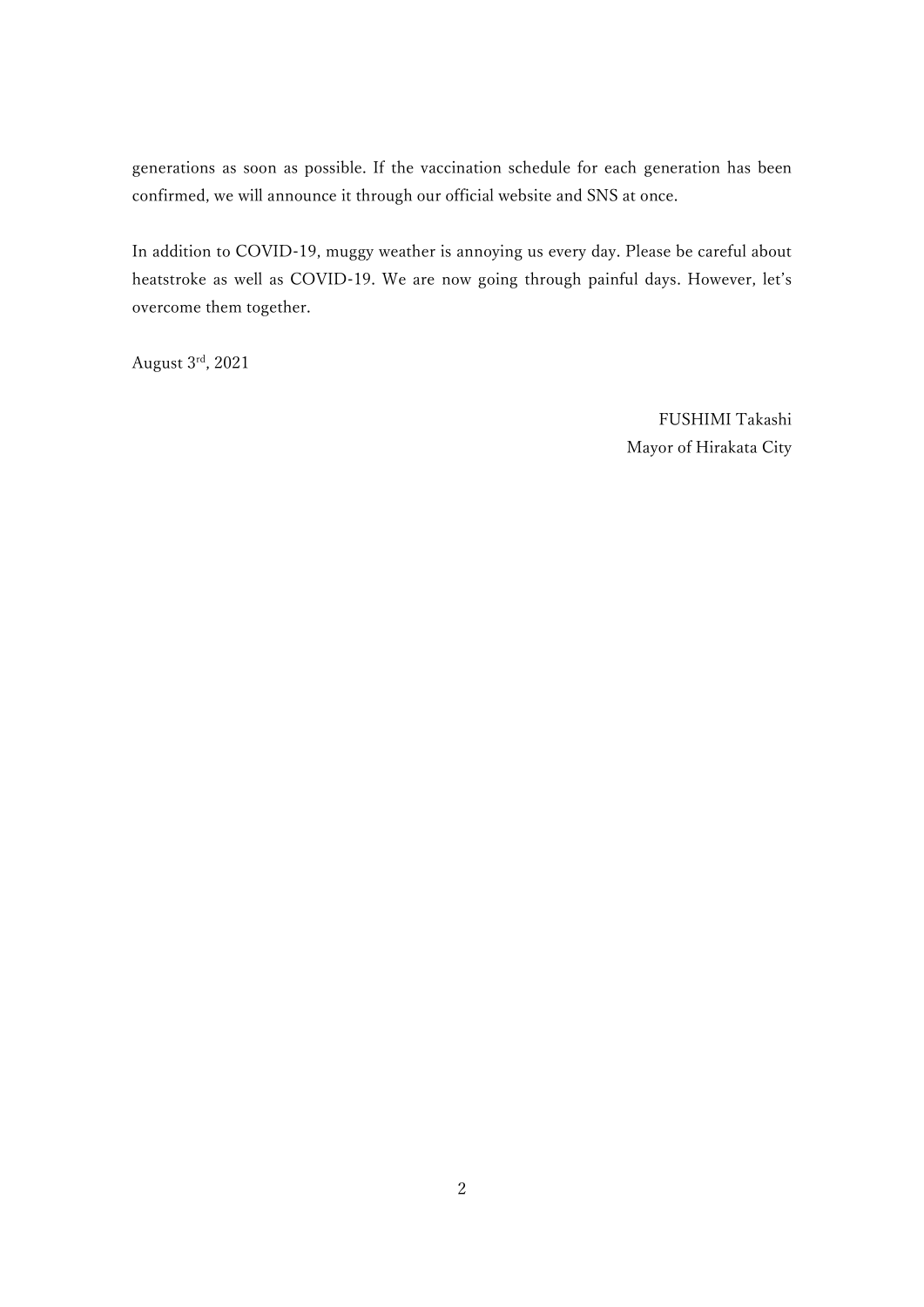generations as soon as possible. If the vaccination schedule for each generation has been confirmed, we will announce it through our official website and SNS at once.

In addition to COVID-19, muggy weather is annoying us every day. Please be careful about heatstroke as well as COVID-19. We are now going through painful days. However, let's overcome them together.

August 3rd, 2021

FUSHIMI Takashi
Mayor of Hirakata City